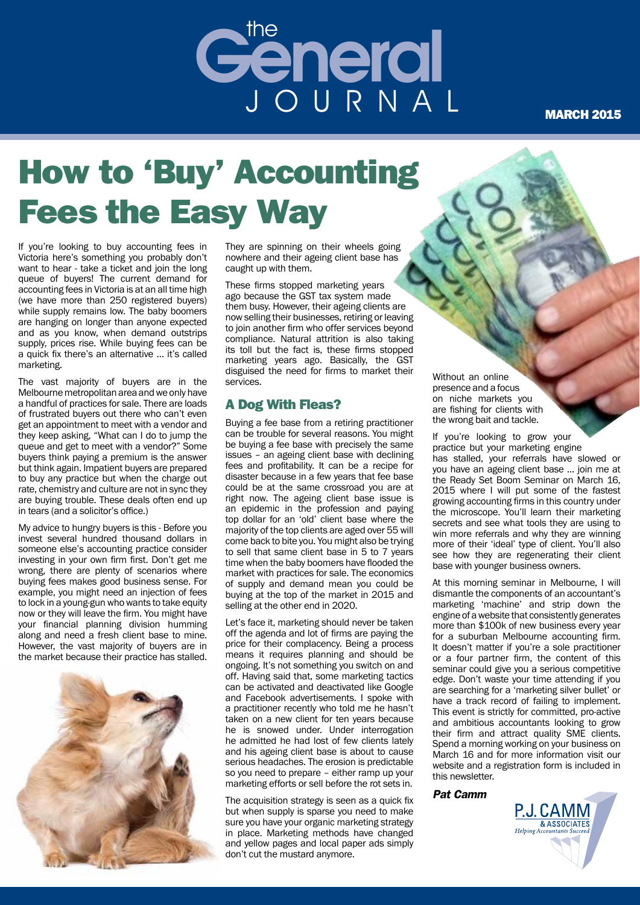# the General JOURNAL

MARCH 2015

# How to 'Buy' Accounting Fees the Easy Way

If you're looking to buy accounting fees in Victoria here's something you probably don't want to hear - take a ticket and join the long queue of buyers! The current demand for accounting fees in Victoria is at an all time high (we have more than 250 registered buyers) while supply remains low. The baby boomers are hanging on longer than anyone expected and as you know, when demand outstrips supply, prices rise. While buying fees can be a quick fix there's an alternative ... it's called marketing.

The vast majority of buyers are in the Melbourne metropolitan area and we only have a handful of practices for sale. There are loads of frustrated buyers out there who can't even get an appointment to meet with a vendor and they keep asking, "What can I do to jump the queue and get to meet with a vendor?" Some buyers think paying a premium is the answer but think again. Impatient buyers are prepared to buy any practice but when the charge out rate, chemistry and culture are not in sync they are buying trouble. These deals often end up in tears (and a solicitor's office.)

My advice to hungry buyers is this - Before you invest several hundred thousand dollars in someone else's accounting practice consider investing in your own firm first. Don't get me wrong, there are plenty of scenarios where buying fees makes good business sense. For example, you might need an injection of fees to lock in a young-gun who wants to take equity now or they will leave the firm. You might have your financial planning division humming along and need a fresh client base to mine. However, the vast majority of buyers are in the market because their practice has stalled. They are spinning on their wheels going nowhere and their ageing client base has caught up with them.

These firms stopped marketing years ago because the GST tax system made them busy. However, their ageing clients are now selling their businesses, retiring or leaving to join another firm who offer services beyond compliance. Natural attrition is also taking its toll but the fact is, these firms stopped marketing years ago. Basically, the GST disguised the need for firms to market their services.

## A Dog With Fleas?

Buying a fee base from a retiring practitioner can be trouble for several reasons. You might be buying a fee base with precisely the same issues – an ageing client base with declining fees and profitability. It can be a recipe for disaster because in a few years that fee base could be at the same crossroad you are at right now. The ageing client base issue is an epidemic in the profession and paying top dollar for an 'old' client base where the majority of the top clients are aged over 55 will come back to bite you. You might also be trying to sell that same client base in 5 to 7 years time when the baby boomers have flooded the market with practices for sale. The economics of supply and demand mean you could be buying at the top of the market in 2015 and selling at the other end in 2020.

Let's face it, marketing should never be taken off the agenda and lot of firms are paying the price for their complacency. Being a process means it requires planning and should be ongoing. It's not something you switch on and off. Having said that, some marketing tactics can be activated and deactivated like Google and Facebook advertisements. I spoke with a practitioner recently who told me he hasn't taken on a new client for ten years because he is snowed under. Under interrogation he admitted he had lost of few clients lately and his ageing client base is about to cause serious headaches. The erosion is predictable so you need to prepare – either ramp up your marketing efforts or sell before the rot sets in.

The acquisition strategy is seen as a quick fix but when supply is sparse you need to make sure you have your organic marketing strategy in place. Marketing methods have changed and yellow pages and local paper ads simply don't cut the mustard anymore.

Without an online presence and a focus on niche markets you are fishing for clients with the wrong bait and tackle.

If you're looking to grow your practice but your marketing engine has stalled, your referrals have slowed or you have an ageing client base ... join me at the Ready Set Boom Seminar on March 16, 2015 where I will put some of the fastest growing accounting firms in this country under the microscope. You'll learn their marketing secrets and see what tools they are using to win more referrals and why they are winning more of their 'ideal' type of client. You'll also see how they are regenerating their client base with younger business owners.

At this morning seminar in Melbourne, I will dismantle the components of an accountant's marketing 'machine' and strip down the engine of a website that consistently generates more than $100k of new business every year for a suburban Melbourne accounting firm. It doesn't matter if you're a sole practitioner or a four partner firm, the content of this seminar could give you a serious competitive edge. Don't waste your time attending if you are searching for a 'marketing silver bullet' or have a track record of failing to implement. This event is strictly for committed, pro-active and ambitious accountants looking to grow their firm and attract quality SME clients. Spend a morning working on your business on March 16 and for more information visit our website and a registration form is included in this newsletter.

***Pat Camm***

P.J. CAMM & ASSOCIATES
*Helping Accountants Succeed*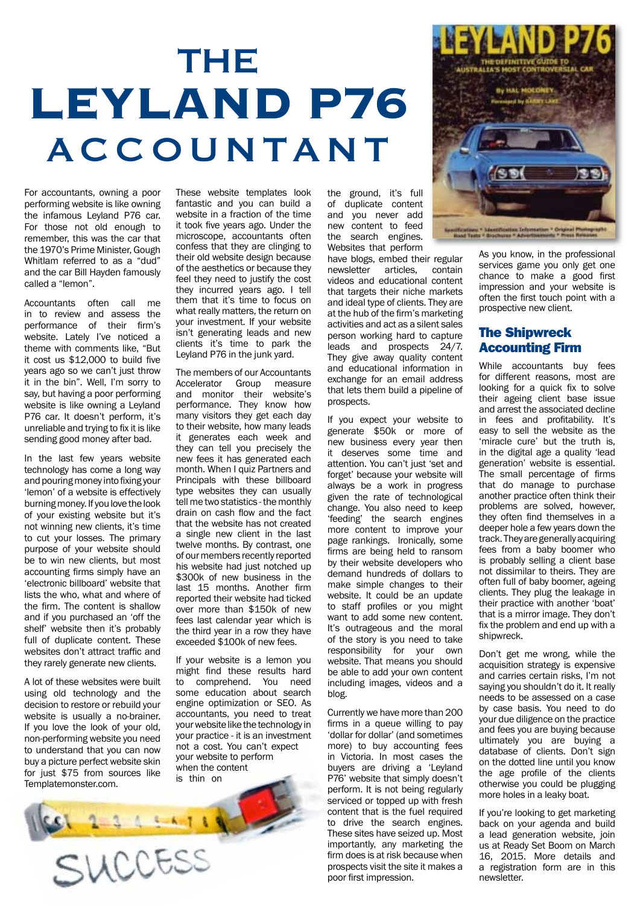# THE LEYLAND P76 ACCOUNTANT

For accountants, owning a poor performing website is like owning the infamous Leyland P76 car. For those not old enough to remember, this was the car that the 1970's Prime Minister, Gough Whitlam referred to as a "dud" and the car Bill Hayden famously called a "lemon".

Accountants often call me in to review and assess the performance of their firm's website. Lately I've noticed a theme with comments like, "But it cost us $12,000 to build five years ago so we can't just throw it in the bin". Well, I'm sorry to say, but having a poor performing website is like owning a Leyland P76 car. It doesn't perform, it's unreliable and trying to fix it is like sending good money after bad.

In the last few years website technology has come a long way and pouring money into fixing your 'lemon' of a website is effectively burning money. If you love the look of your existing website but it's not winning new clients, it's time to cut your losses. The primary purpose of your website should be to win new clients, but most accounting firms simply have an 'electronic billboard' website that lists the who, what and where of the firm. The content is shallow and if you purchased an 'off the shelf' website then it's probably full of duplicate content. These websites don't attract traffic and they rarely generate new clients.

A lot of these websites were built using old technology and the decision to restore or rebuild your website is usually a no-brainer. If you love the look of your old, non-performing website you need to understand that you can now buy a picture perfect website skin for just $75 from sources like Templatemonster.com.

These website templates look fantastic and you can build a website in a fraction of the time it took five years ago. Under the microscope, accountants often confess that they are clinging to their old website design because of the aesthetics or because they feel they need to justify the cost they incurred years ago. I tell them that it's time to focus on what really matters, the return on your investment. If your website isn't generating leads and new clients it's time to park the Leyland P76 in the junk yard.

The members of our Accountants Accelerator Group measure and monitor their website's performance. They know how many visitors they get each day to their website, how many leads it generates each week and they can tell you precisely the new fees it has generated each month. When I quiz Partners and Principals with these billboard type websites they can usually tell me two statistics - the monthly drain on cash flow and the fact that the website has not created a single new client in the last twelve months. By contrast, one of our members recently reported his website had just notched up $300k of new business in the last 15 months. Another firm reported their website had ticked over more than $150k of new fees last calendar year which is the third year in a row they have exceeded $100k of new fees.

If your website is a lemon you might find these results hard to comprehend. You need some education about search engine optimization or SEO. As accountants, you need to treat your website like the technology in your practice - it is an investment not a cost. You can't expect your website to perform when the content is thin on the ground, it's full of duplicate content and you never add new content to feed the search engines. Websites that perform have good first regular newsletter articles, contain videos and educational content that targets their niche markets and ideal type of clients. They are at the hub of the firm's marketing activities and act as a silent sales person working hard to capture leads and prospects 24/7. They give away quality content and educational information in exchange for an email address that helps them build a pipeline of prospects.

If you expect your website to generate $50k or more of new business every year then it deserves some time and attention. You can't just 'set and forget' because your website will always be a work in progress given the rate of technological change. You also need to keep 'feeding' the search engines more content to improve your page rankings. Ironically, some firms are being held to ransom by their website developers who demand hundreds of dollars to make simple changes to their website. It could be an update to staff profiles or you might want to add some new content. It's outrageous and the moral of the story is you need to take responsibility for your own website. That means you should be able to add your own content including images, videos and a blog.

Currently we have more than 200 firms in a queue willing to pay 'dollar for dollar' (and sometimes more) to buy accounting fees in Victoria. In most cases the buyers are driving a 'Leyland P76' website that simply doesn't perform. It is not being regularly serviced or topped up with fresh content that is the fuel required to drive the search engines. These sites have seized up. Most importantly, any marketing the firm does is at risk because when prospects visit the site it makes a poor first impression.

As you know, in the professional services game you only get one chance to make a good first impression and your website is often the first touch point with a prospective new client.

## The Shipwreck Accounting Firm

While accountants buy fees for different reasons, most are looking for a quick fix to solve their ageing client base issue and arrest the associated decline in fees and profitability. It's easy to sell the website as the 'miracle cure' but the truth is, in the digital age a quality 'lead generation' website is essential. The small percentage of firms that do manage to purchase another practice often think their problems are solved, however, they often find themselves in a deeper hole a few years down the track. They are generally acquiring fees from a baby boomer who is probably selling a client base not dissimilar to theirs. They are often full of baby boomer, ageing clients. They plug the leakage in their practice with another 'boat' that is a mirror image. They don't fix the problem and end up with a shipwreck.

Don't get me wrong, while the acquisition strategy is expensive and carries certain risks, I'm not saying you shouldn't do it. It really needs to be assessed on a case by case basis. You need to do your due diligence on the practice and fees you are buying because ultimately you are buying a database of clients. Don't sign on the dotted line until you know the age profile of the clients otherwise you could be plugging more holes in a leaky boat.

If you're looking to get marketing back on your agenda and build a lead generation website, join us at Ready Set Boom on March 16, 2015. More details and a registration form are in this newsletter.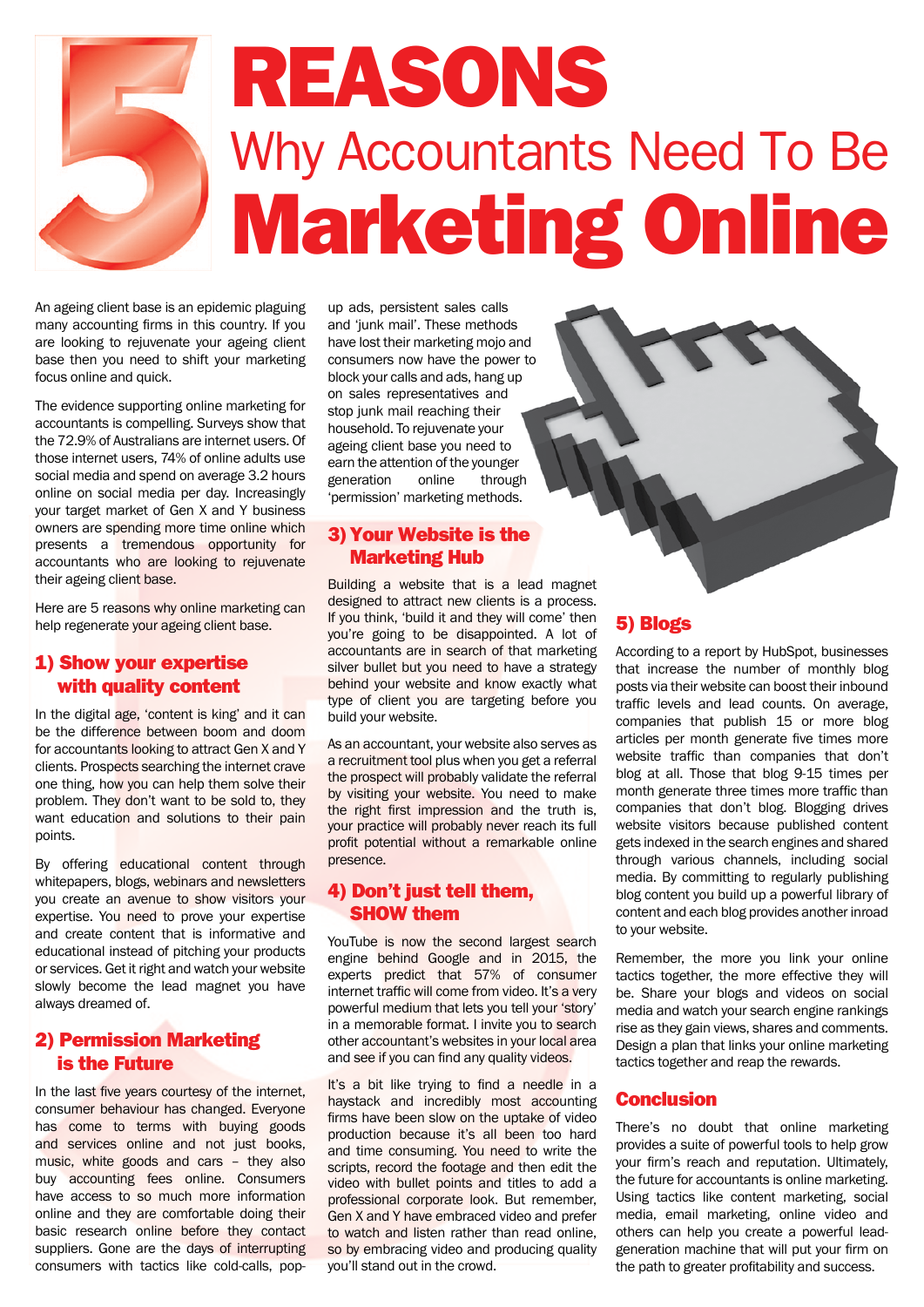# 5 REASONS Why Accountants Need To Be Marketing Online

An ageing client base is an epidemic plaguing many accounting firms in this country. If you are looking to rejuvenate your ageing client base then you need to shift your marketing focus online and quick.

The evidence supporting online marketing for accountants is compelling. Surveys show that the 72.9% of Australians are internet users. Of those internet users, 74% of online adults use social media and spend on average 3.2 hours online on social media per day. Increasingly your target market of Gen X and Y business owners are spending more time online which presents a tremendous opportunity for accountants who are looking to rejuvenate their ageing client base.

Here are 5 reasons why online marketing can help regenerate your ageing client base.

## 1) Show your expertise with quality content

In the digital age, 'content is king' and it can be the difference between boom and doom for accountants looking to attract Gen X and Y clients. Prospects searching the internet crave one thing, how you can help them solve their problem. They don't want to be sold to, they want education and solutions to their pain points.

By offering educational content through whitepapers, blogs, webinars and newsletters you create an avenue to show visitors your expertise. You need to prove your expertise and create content that is informative and educational instead of pitching your products or services. Get it right and watch your website slowly become the lead magnet you have always dreamed of.

## 2) Permission Marketing is the Future

In the last five years courtesy of the internet, consumer behaviour has changed. Everyone has come to terms with buying goods and services online and not just books, music, white goods and cars – they also buy accounting fees online. Consumers have access to so much more information online and they are comfortable doing their basic research online before they contact suppliers. Gone are the days of interrupting consumers with tactics like cold-calls, pop-up ads, persistent sales calls and 'junk mail'. These methods have lost their marketing mojo and consumers now have the power to block your calls and ads, hang up on sales representatives and stop junk mail reaching their household. To rejuvenate your ageing client base you need to earn the attention of the younger generation online through 'permission' marketing methods.

## 3) Your Website is the Marketing Hub

Building a website that is a lead magnet designed to attract new clients is a process. If you think, 'build it and they will come' then you're going to be disappointed. A lot of accountants are in search of that marketing silver bullet but you need to have a strategy behind your website and know exactly what type of client you are targeting before you build your website.

As an accountant, your website also serves as a recruitment tool plus when you get a referral the prospect will probably validate the referral by visiting your website. You need to make the right first impression and the truth is, your practice will probably never reach its full profit potential without a remarkable online presence.

## 4) Don't just tell them, SHOW them

YouTube is now the second largest search engine behind Google and in 2015, the experts predict that 57% of consumer internet traffic will come from video. It's a very powerful medium that lets you tell your 'story' in a memorable format. I invite you to search other accountant's websites in your local area and see if you can find any quality videos.

It's a bit like trying to find a needle in a haystack and incredibly most accounting firms have been slow on the uptake of video production because it's all been too hard and time consuming. You need to write the scripts, record the footage and then edit the video with bullet points and titles to add a professional corporate look. But remember, Gen X and Y have embraced video and prefer to watch and listen rather than read online, so by embracing video and producing quality you'll stand out in the crowd.

## 5) Blogs

According to a report by HubSpot, businesses that increase the number of monthly blog posts via their website can boost their inbound traffic levels and lead counts. On average, companies that publish 15 or more blog articles per month generate five times more website traffic than companies that don't blog at all. Those that blog 9-15 times per month generate three times more traffic than companies that don't blog. Blogging drives website visitors because published content gets indexed in the search engines and shared through various channels, including social media. By committing to regularly publishing blog content you build up a powerful library of content and each blog provides another inroad to your website.

Remember, the more you link your online tactics together, the more effective they will be. Share your blogs and videos on social media and watch your search engine rankings rise as they gain views, shares and comments. Design a plan that links your online marketing tactics together and reap the rewards.

## Conclusion

There's no doubt that online marketing provides a suite of powerful tools to help grow your firm's reach and reputation. Ultimately, the future for accountants is online marketing. Using tactics like content marketing, social media, email marketing, online video and others can help you create a powerful lead-generation machine that will put your firm on the path to greater profitability and success.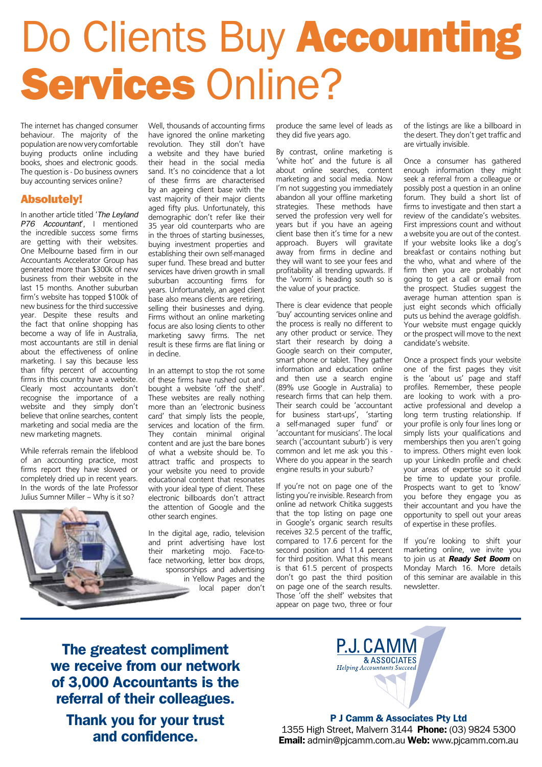# Do Clients Buy **Accounting Services** Online?

The internet has changed consumer behaviour. The majority of the population are now very comfortable buying products online including books, shoes and electronic goods. The question is - Do business owners buy accounting services online?

## Absolutely!

In another article titled '*The Leyland P76 Accountant*', I mentioned the incredible success some firms are getting with their websites. One Melbourne based firm in our Accountants Accelerator Group has generated more than $300k of new business from their website in the last 15 months. Another suburban firm's website has topped $100k of new business for the third successive year. Despite these results and the fact that online shopping has become a way of life in Australia, most accountants are still in denial about the effectiveness of online marketing. I say this because less than fifty percent of accounting firms in this country have a website. Clearly most accountants don't recognise the importance of a website and they simply don't believe that online searches, content marketing and social media are the new marketing magnets.

While referrals remain the lifeblood of an accounting practice, most firms report they have slowed or completely dried up in recent years. In the words of the late Professor Julius Sumner Miller – Why is it so?

Well, thousands of accounting firms have ignored the online marketing revolution. They still don't have a website and they have buried their head in the social media sand. It's no coincidence that a lot of these firms are characterised by an ageing client base with the vast majority of their major clients aged fifty plus. Unfortunately, this demographic don't refer like their 35 year old counterparts who are in the throes of starting businesses, buying investment properties and establishing their own self-managed super fund. These bread and butter services have driven growth in small suburban accounting firms for years. Unfortunately, an aged client base also means clients are retiring, selling their businesses and dying. Firms without an online marketing focus are also losing clients to other marketing savvy firms. The net result is these firms are flat lining or in decline.

In an attempt to stop the rot some of these firms have rushed out and bought a website 'off the shelf'. These websites are really nothing more than an 'electronic business card' that simply lists the people, services and location of the firm. They contain minimal original content and are just the bare bones of what a website should be. To attract traffic and prospects to your website you need to provide educational content that resonates with your ideal type of client. These electronic billboards don't attract the attention of Google and the other search engines.

In the digital age, radio, television and print advertising have lost their marketing mojo. Face-to-face networking, letter box drops, sponsorships and advertising in Yellow Pages and the local paper don't produce the same level of leads as they did five years ago.

By contrast, online marketing is 'white hot' and the future is all about online searches, content marketing and social media. Now I'm not suggesting you immediately abandon all your offline marketing strategies. These methods have served the profession very well for years but if you have an ageing client base then it's time for a new approach. Buyers will gravitate away from firms in decline and they will want to see your fees and profitability all trending upwards. If the 'worm' is heading south so is the value of your practice.

There is clear evidence that people 'buy' accounting services online and the process is really no different to any other product or service. They start their research by doing a Google search on their computer, smart phone or tablet. They gather information and education online and then use a search engine (89% use Google in Australia) to research firms that can help them. Their search could be 'accountant for business start-ups', 'starting a self-managed super fund' or 'accountant for musicians'. The local search ('accountant suburb') is very common and let me ask you this - Where do you appear in the search engine results in your suburb?

If you're not on page one of the listing you're invisible. Research from online ad network Chitika suggests that the top listing on page one in Google's organic search results receives 32.5 percent of the traffic, compared to 17.6 percent for the second position and 11.4 percent for third position. What this means is that 61.5 percent of prospects don't go past the third position on page one of the search results. Those 'off the shelf' websites that appear on page two, three or four of the listings are like a billboard in the desert. They don't get traffic and are virtually invisible.

Once a consumer has gathered enough information they might seek a referral from a colleague or possibly post a question in an online forum. They build a short list of firms to investigate and then start a review of the candidate's websites. First impressions count and without a website you are out of the contest. If your website looks like a dog's breakfast or contains nothing but the who, what and where of the firm then you are probably not going to get a call or email from the prospect. Studies suggest the average human attention span is just eight seconds which officially puts us behind the average goldfish. Your website must engage quickly or the prospect will move to the next candidate's website.

Once a prospect finds your website one of the first pages they visit is the 'about us' page and staff profiles. Remember, these people are looking to work with a pro-active professional and develop a long term trusting relationship. If your profile is only four lines long or simply lists your qualifications and memberships then you aren't going to impress. Others might even look up your LinkedIn profile and check your areas of expertise so it could be time to update your profile. Prospects want to get to 'know' you before they engage you as their accountant and you have the opportunity to spell out your areas of expertise in these profiles.

If you're looking to shift your marketing online, we invite you to join us at ***Ready Set Boom*** on Monday March 16. More details of this seminar are available in this newsletter.

---

**The greatest compliment we receive from our network of 3,000 Accountants is the referral of their colleagues.**

**Thank you for your trust and confidence.**

P.J. CAMM & ASSOCIATES
*Helping Accountants Succeed*

**P J Camm & Associates Pty Ltd**
1355 High Street, Malvern 3144 **Phone:** (03) 9824 5300
**Email:** admin@pjcamm.com.au **Web:** www.pjcamm.com.au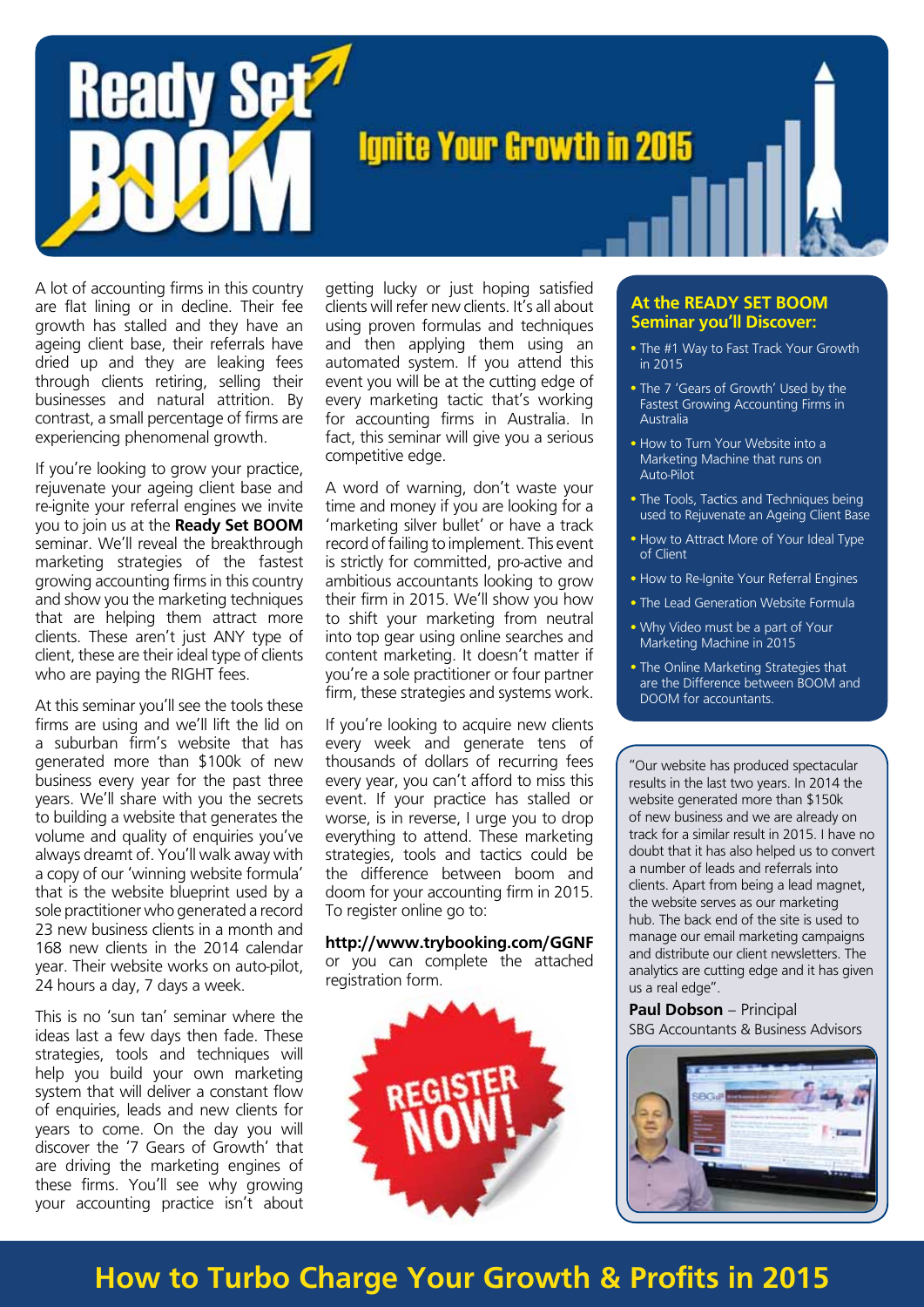# Ready Set BOOM

## Ignite Your Growth in 2015

A lot of accounting firms in this country are flat lining or in decline. Their fee growth has stalled and they have an ageing client base, their referrals have dried up and they are leaking fees through clients retiring, selling their businesses and natural attrition. By contrast, a small percentage of firms are experiencing phenomenal growth.

If you're looking to grow your practice, rejuvenate your ageing client base and re-ignite your referral engines we invite you to join us at the **Ready Set BOOM** seminar. We'll reveal the breakthrough marketing strategies of the fastest growing accounting firms in this country and show you the marketing techniques that are helping them attract more clients. These aren't just ANY type of client, these are their ideal type of clients who are paying the RIGHT fees.

At this seminar you'll see the tools these firms are using and we'll lift the lid on a suburban firm's website that has generated more than $100k of new business every year for the past three years. We'll share with you the secrets to building a website that generates the volume and quality of enquiries you've always dreamt of. You'll walk away with a copy of our 'winning website formula' that is the website blueprint used by a sole practitioner who generated a record 23 new business clients in a month and 168 new clients in the 2014 calendar year. Their website works on auto-pilot, 24 hours a day, 7 days a week.

This is no 'sun tan' seminar where the ideas last a few days then fade. These strategies, tools and techniques will help you build your own marketing system that will deliver a constant flow of enquiries, leads and new clients for years to come. On the day you will discover the '7 Gears of Growth' that are driving the marketing engines of these firms. You'll see why growing your accounting practice isn't about getting lucky or just hoping satisfied clients will refer new clients. It's all about using proven formulas and techniques and then applying them using an automated system. If you attend this event you will be at the cutting edge of every marketing tactic that's working for accounting firms in Australia. In fact, this seminar will give you a serious competitive edge.

A word of warning, don't waste your time and money if you are looking for a 'marketing silver bullet' or have a track record of failing to implement. This event is strictly for committed, pro-active and ambitious accountants looking to grow their firm in 2015. We'll show you how to shift your marketing from neutral into top gear using online searches and content marketing. It doesn't matter if you're a sole practitioner or four partner firm, these strategies and systems work.

If you're looking to acquire new clients every week and generate tens of thousands of dollars of recurring fees every year, you can't afford to miss this event. If your practice has stalled or worse, is in reverse, I urge you to drop everything to attend. These marketing strategies, tools and tactics could be the difference between boom and doom for your accounting firm in 2015. To register online go to:

**http://www.trybooking.com/GGNF**
or you can complete the attached registration form.

REGISTER NOW!

### At the READY SET BOOM Seminar you'll Discover:

- The #1 Way to Fast Track Your Growth in 2015
- The 7 'Gears of Growth' Used by the Fastest Growing Accounting Firms in Australia
- How to Turn Your Website into a Marketing Machine that runs on Auto-Pilot
- The Tools, Tactics and Techniques being used to Rejuvenate an Ageing Client Base
- How to Attract More of Your Ideal Type of Client
- How to Re-Ignite Your Referral Engines
- The Lead Generation Website Formula
- Why Video must be a part of Your Marketing Machine in 2015
- The Online Marketing Strategies that are the Difference between BOOM and DOOM for accountants.

"Our website has produced spectacular results in the last two years. In 2014 the website generated more than $150k of new business and we are already on track for a similar result in 2015. I have no doubt that it has also helped us to convert a number of leads and referrals into clients. Apart from being a lead magnet, the website serves as our marketing hub. The back end of the site is used to manage our email marketing campaigns and distribute our client newsletters. The analytics are cutting edge and it has given us a real edge".

**Paul Dobson** – Principal
SBG Accountants & Business Advisors

## How to Turbo Charge Your Growth & Profits in 2015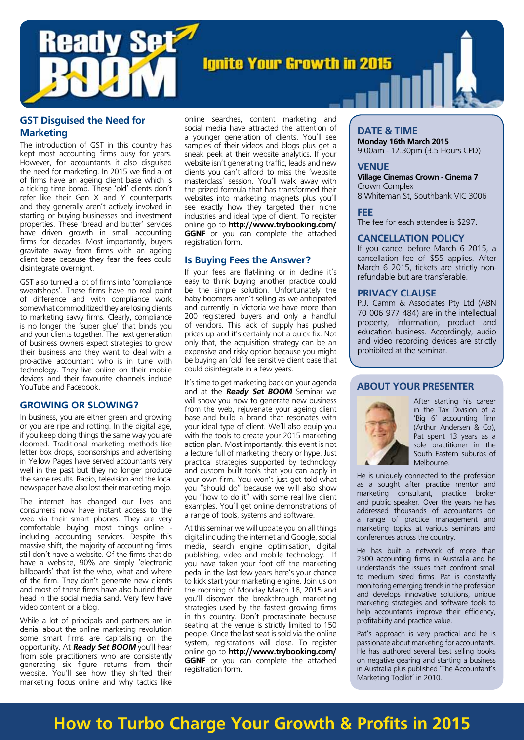# Ready Set BOOM

## Ignite Your Growth in 2015

## GST Disguised the Need for Marketing

The introduction of GST in this country has kept most accounting firms busy for years. However, for accountants it also disguised the need for marketing. In 2015 we find a lot of firms have an ageing client base which is a ticking time bomb. These 'old' clients don't refer like their Gen X and Y counterparts and they generally aren't actively involved in starting or buying businesses and investment properties. These 'bread and butter' services have driven growth in small accounting firms for decades. Most importantly, buyers gravitate away from firms with an ageing client base because they fear the fees could disintegrate overnight.

GST also turned a lot of firms into 'compliance sweatshops'. These firms have no real point of difference and with compliance work somewhat commoditized they are losing clients to marketing savvy firms. Clearly, compliance is no longer the 'super glue' that binds you and your clients together. The next generation of business owners expect strategies to grow their business and they want to deal with a pro-active accountant who is in tune with technology. They live online on their mobile devices and their favourite channels include YouTube and Facebook.

## GROWING OR SLOWING?

In business, you are either green and growing or you are ripe and rotting. In the digital age, if you keep doing things the same way you are doomed. Traditional marketing methods like letter box drops, sponsorships and advertising in Yellow Pages have served accountants very well in the past but they no longer produce the same results. Radio, television and the local newspaper have also lost their marketing mojo.

The internet has changed our lives and consumers now have instant access to the web via their smart phones. They are very comfortable buying most things online - including accounting services. Despite this massive shift, the majority of accounting firms still don't have a website. Of the firms that do have a website, 90% are simply 'electronic billboards' that list the who, what and where of the firm. They don't generate new clients and most of these firms have also buried their head in the social media sand. Very few have video content or a blog.

While a lot of principals and partners are in denial about the online marketing revolution some smart firms are capitalising on the opportunity. At ***Ready Set BOOM*** you'll hear from sole practitioners who are consistently generating six figure returns from their website. You'll see how they shifted their marketing focus online and why tactics like online searches, content marketing and social media have attracted the attention of a younger generation of clients. You'll see samples of their videos and blogs plus get a sneak peek at their website analytics. If your website isn't generating traffic, leads and new clients you can't afford to miss the 'website masterclass' session. You'll walk away with the prized formula that has transformed their websites into marketing magnets plus you'll see exactly how they targeted their niche industries and ideal type of client. To register online go to **http://www.trybooking.com/GGNF** or you can complete the attached registration form.

## Is Buying Fees the Answer?

If your fees are flat-lining or in decline it's easy to think buying another practice could be the simple solution. Unfortunately the baby boomers aren't selling as we anticipated and currently in Victoria we have more than 200 registered buyers and only a handful of vendors. This lack of supply has pushed prices up and it's certainly not a quick fix. Not only that, the acquisition strategy can be an expensive and risky option because you might be buying an 'old' fee sensitive client base that could disintegrate in a few years.

It's time to get marketing back on your agenda and at the ***Ready Set BOOM*** Seminar we will show you how to generate new business from the web, rejuvenate your ageing client base and build a brand that resonates with your ideal type of client. We'll also equip you with the tools to create your 2015 marketing action plan. Most importantly, this event is not a lecture full of marketing theory or hype. Just practical strategies supported by technology and custom built tools that you can apply in your own firm. You won't just get told what you "should do" because we will also show you "how to do it" with some real live client examples. You'll get online demonstrations of a range of tools, systems and software.

At this seminar we will update you on all things digital including the internet and Google, social media, search engine optimisation, digital publishing, video and mobile technology. If you have taken your foot off the marketing pedal in the last few years here's your chance to kick start your marketing engine. Join us on the morning of Monday March 16, 2015 and you'll discover the breakthrough marketing strategies used by the fastest growing firms in this country. Don't procrastinate because seating at the venue is strictly limited to 150 people. Once the last seat is sold via the online system, registrations will close. To register online go to **http://www.trybooking.com/GGNF** or you can complete the attached registration form.

## DATE & TIME

**Monday 16th March 2015**
9.00am - 12.30pm (3.5 Hours CPD)

## VENUE

**Village Cinemas Crown - Cinema 7**
Crown Complex
8 Whiteman St, Southbank VIC 3006

## FEE

The fee for each attendee is $297.

## CANCELLATION POLICY

If you cancel before March 6 2015, a cancellation fee of $55 applies. After March 6 2015, tickets are strictly non-refundable but are transferable.

## PRIVACY CLAUSE

P.J. Camm & Associates Pty Ltd (ABN 70 006 977 484) are in the intellectual property, information, product and education business. Accordingly, audio and video recording devices are strictly prohibited at the seminar.

## ABOUT YOUR PRESENTER

After starting his career in the Tax Division of a 'Big 6' accounting firm (Arthur Andersen & Co), Pat spent 13 years as a sole practitioner in the South Eastern suburbs of Melbourne.

He is uniquely connected to the profession as a sought after practice mentor and marketing consultant, practice broker and public speaker. Over the years he has addressed thousands of accountants on a range of practice management and marketing topics at various seminars and conferences across the country.

He has built a network of more than 2500 accounting firms in Australia and he understands the issues that confront small to medium sized firms. Pat is constantly monitoring emerging trends in the profession and develops innovative solutions, unique marketing strategies and software tools to help accountants improve their efficiency, profitability and practice value.

Pat's approach is very practical and he is passionate about marketing for accountants. He has authored several best selling books on negative gearing and starting a business in Australia plus published 'The Accountant's Marketing Toolkit' in 2010.

# How to Turbo Charge Your Growth & Profits in 2015